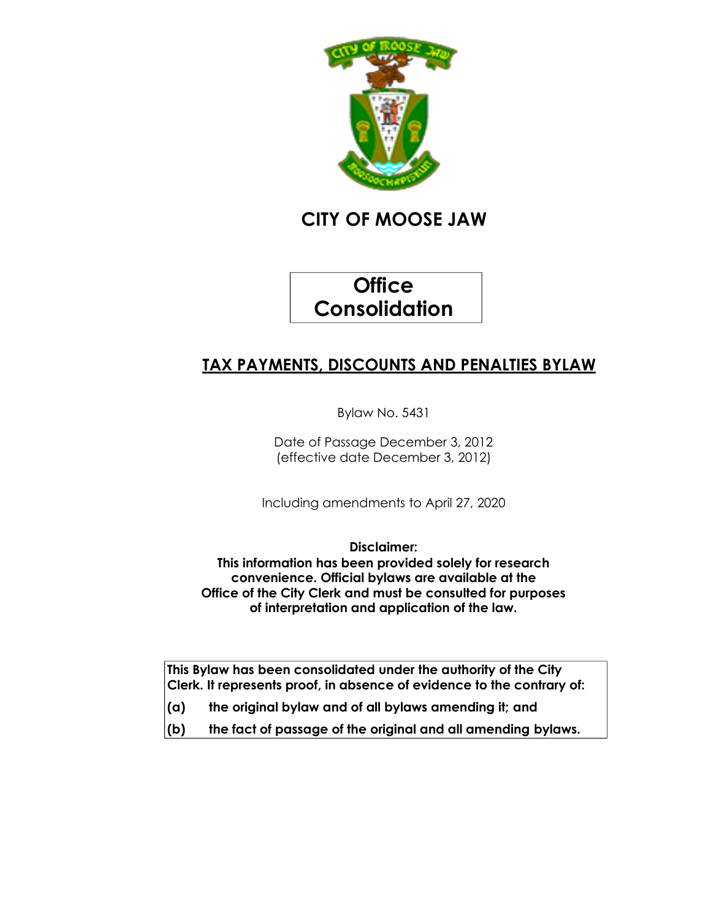# CITY OF MOOSE JAW

**Office Consolidation**

## TAX PAYMENTS, DISCOUNTS AND PENALTIES BYLAW

Bylaw No. 5431

Date of Passage December 3, 2012
(effective date December 3, 2012)

Including amendments to April 27, 2020

**Disclaimer:**
**This information has been provided solely for research convenience. Official bylaws are available at the Office of the City Clerk and must be consulted for purposes of interpretation and application of the law.**

**This Bylaw has been consolidated under the authority of the City Clerk. It represents proof, in absence of evidence to the contrary of:**

**(a) the original bylaw and of all bylaws amending it; and**

**(b) the fact of passage of the original and all amending bylaws.**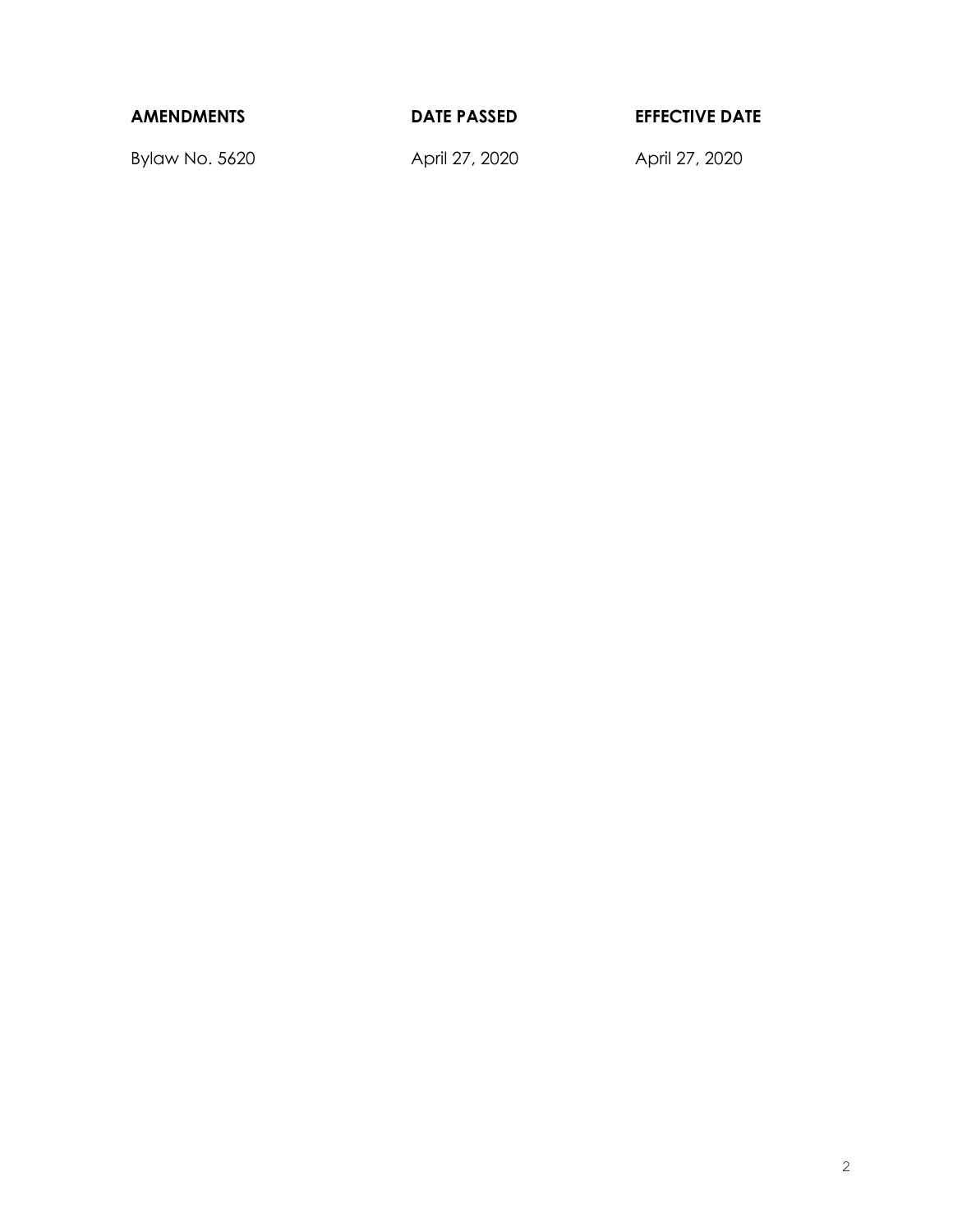| AMENDMENTS | DATE PASSED | EFFECTIVE DATE |
| --- | --- | --- |
| Bylaw No. 5620 | April 27, 2020 | April 27, 2020 |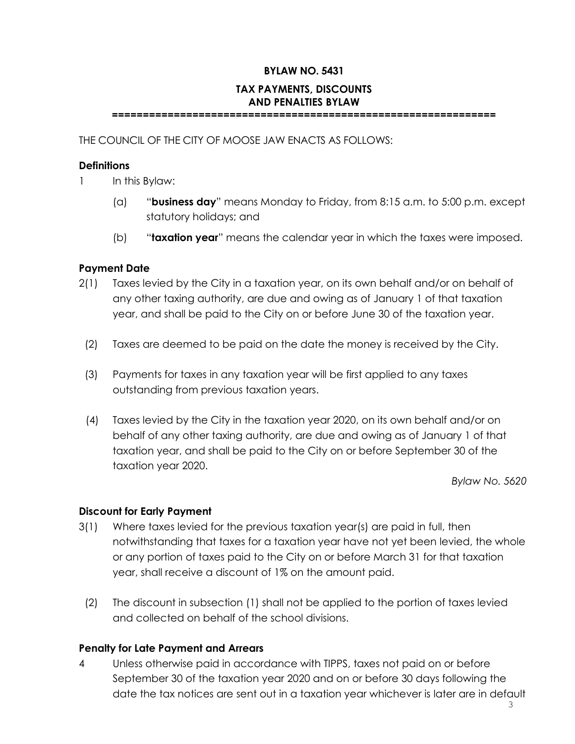**BYLAW NO. 5431**

**TAX PAYMENTS, DISCOUNTS AND PENALTIES BYLAW**

==============================================================

THE COUNCIL OF THE CITY OF MOOSE JAW ENACTS AS FOLLOWS:

**Definitions**

1 In this Bylaw:

(a) "**business day**" means Monday to Friday, from 8:15 a.m. to 5:00 p.m. except statutory holidays; and

(b) "**taxation year**" means the calendar year in which the taxes were imposed.

**Payment Date**

2(1) Taxes levied by the City in a taxation year, on its own behalf and/or on behalf of any other taxing authority, are due and owing as of January 1 of that taxation year, and shall be paid to the City on or before June 30 of the taxation year.

(2) Taxes are deemed to be paid on the date the money is received by the City.

(3) Payments for taxes in any taxation year will be first applied to any taxes outstanding from previous taxation years.

(4) Taxes levied by the City in the taxation year 2020, on its own behalf and/or on behalf of any other taxing authority, are due and owing as of January 1 of that taxation year, and shall be paid to the City on or before September 30 of the taxation year 2020.

*Bylaw No. 5620*

**Discount for Early Payment**

3(1) Where taxes levied for the previous taxation year(s) are paid in full, then notwithstanding that taxes for a taxation year have not yet been levied, the whole or any portion of taxes paid to the City on or before March 31 for that taxation year, shall receive a discount of 1% on the amount paid.

(2) The discount in subsection (1) shall not be applied to the portion of taxes levied and collected on behalf of the school divisions.

**Penalty for Late Payment and Arrears**

4 Unless otherwise paid in accordance with TIPPS, taxes not paid on or before September 30 of the taxation year 2020 and on or before 30 days following the date the tax notices are sent out in a taxation year whichever is later are in default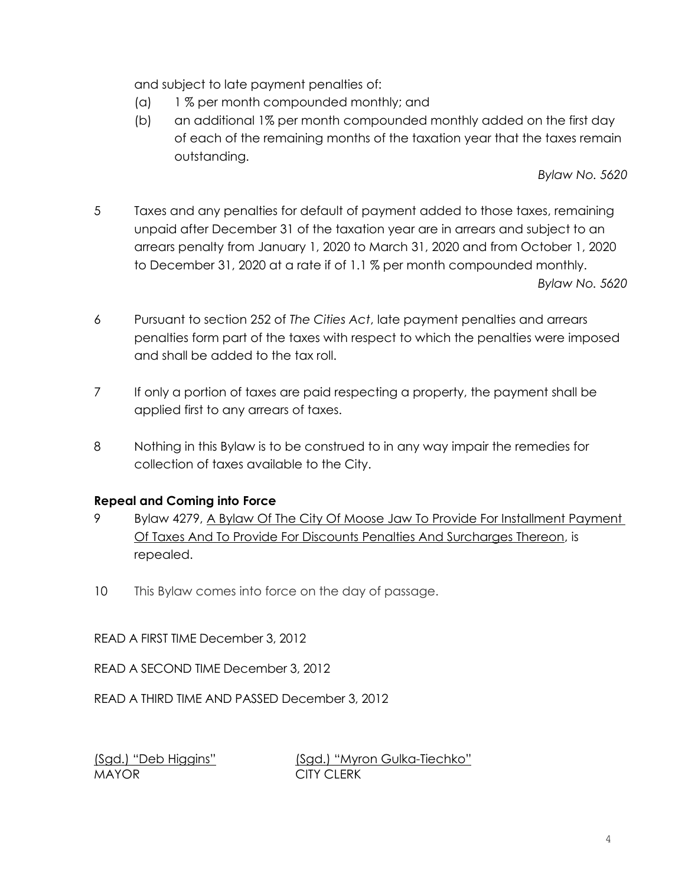and subject to late payment penalties of:

(a) 1 % per month compounded monthly; and

(b) an additional 1% per month compounded monthly added on the first day of each of the remaining months of the taxation year that the taxes remain outstanding.

*Bylaw No. 5620*

5 Taxes and any penalties for default of payment added to those taxes, remaining unpaid after December 31 of the taxation year are in arrears and subject to an arrears penalty from January 1, 2020 to March 31, 2020 and from October 1, 2020 to December 31, 2020 at a rate if of 1.1 % per month compounded monthly.

*Bylaw No. 5620*

6 Pursuant to section 252 of *The Cities Act*, late payment penalties and arrears penalties form part of the taxes with respect to which the penalties were imposed and shall be added to the tax roll.

7 If only a portion of taxes are paid respecting a property, the payment shall be applied first to any arrears of taxes.

8 Nothing in this Bylaw is to be construed to in any way impair the remedies for collection of taxes available to the City.

**Repeal and Coming into Force**

9 Bylaw 4279, <u>A Bylaw Of The City Of Moose Jaw To Provide For Installment Payment Of Taxes And To Provide For Discounts Penalties And Surcharges Thereon</u>, is repealed.

10 This Bylaw comes into force on the day of passage.

READ A FIRST TIME December 3, 2012

READ A SECOND TIME December 3, 2012

READ A THIRD TIME AND PASSED December 3, 2012

<u>(Sgd.) "Deb Higgins"</u>
MAYOR

<u>(Sgd.) "Myron Gulka-Tiechko"</u>
CITY CLERK